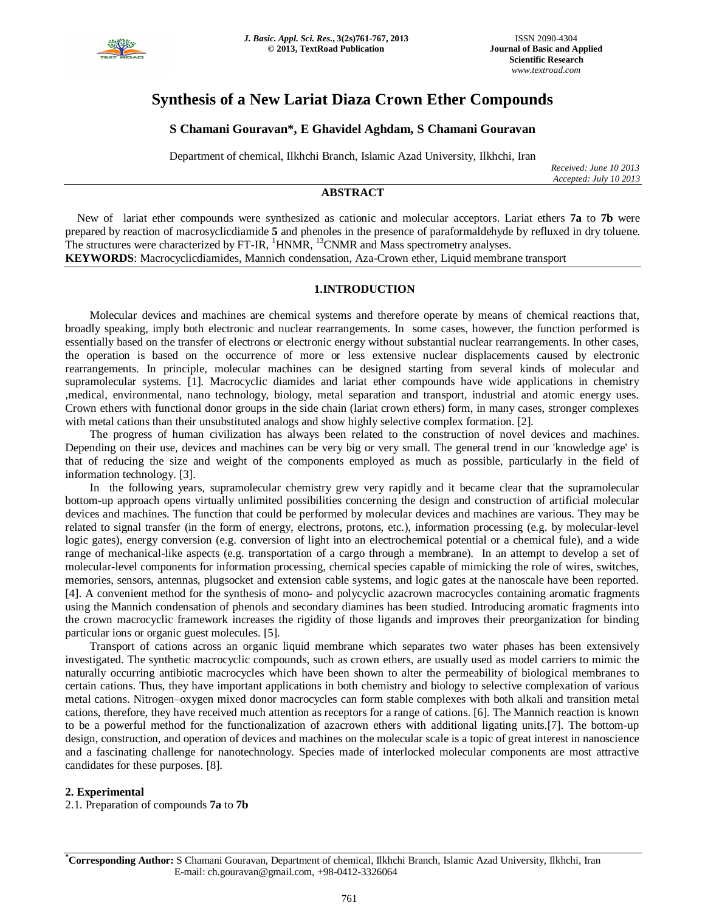# Synthesis of a New Lariat Diaza Crown Ether Compounds

**S Chamani Gouravan\*, E Ghavidel Aghdam, S Chamani Gouravan**

Department of chemical, Ilkhchi Branch, Islamic Azad University, Ilkhchi, Iran

*Received: June 10 2013*
*Accepted: July 10 2013*

## ABSTRACT

New of lariat ether compounds were synthesized as cationic and molecular acceptors. Lariat ethers **7a** to **7b** were prepared by reaction of macrosyclicdiamide **5** and phenoles in the presence of paraformaldehyde by refluxed in dry toluene. The structures were characterized by FT-IR, $^{1}$HNMR, $^{13}$CNMR and Mass spectrometry analyses.

**KEYWORDS**: Macrocyclicdiamides, Mannich condensation, Aza-Crown ether, Liquid membrane transport

## 1.INTRODUCTION

Molecular devices and machines are chemical systems and therefore operate by means of chemical reactions that, broadly speaking, imply both electronic and nuclear rearrangements. In some cases, however, the function performed is essentially based on the transfer of electrons or electronic energy without substantial nuclear rearrangements. In other cases, the operation is based on the occurrence of more or less extensive nuclear displacements caused by electronic rearrangements. In principle, molecular machines can be designed starting from several kinds of molecular and supramolecular systems. [1]. Macrocyclic diamides and lariat ether compounds have wide applications in chemistry ,medical, environmental, nano technology, biology, metal separation and transport, industrial and atomic energy uses. Crown ethers with functional donor groups in the side chain (lariat crown ethers) form, in many cases, stronger complexes with metal cations than their unsubstituted analogs and show highly selective complex formation. [2].

The progress of human civilization has always been related to the construction of novel devices and machines. Depending on their use, devices and machines can be very big or very small. The general trend in our 'knowledge age' is that of reducing the size and weight of the components employed as much as possible, particularly in the field of information technology. [3].

In the following years, supramolecular chemistry grew very rapidly and it became clear that the supramolecular bottom-up approach opens virtually unlimited possibilities concerning the design and construction of artificial molecular devices and machines. The function that could be performed by molecular devices and machines are various. They may be related to signal transfer (in the form of energy, electrons, protons, etc.), information processing (e.g. by molecular-level logic gates), energy conversion (e.g. conversion of light into an electrochemical potential or a chemical fule), and a wide range of mechanical-like aspects (e.g. transportation of a cargo through a membrane). In an attempt to develop a set of molecular-level components for information processing, chemical species capable of mimicking the role of wires, switches, memories, sensors, antennas, plugsocket and extension cable systems, and logic gates at the nanoscale have been reported. [4]. A convenient method for the synthesis of mono- and polycyclic azacrown macrocycles containing aromatic fragments using the Mannich condensation of phenols and secondary diamines has been studied. Introducing aromatic fragments into the crown macrocyclic framework increases the rigidity of those ligands and improves their preorganization for binding particular ions or organic guest molecules. [5].

Transport of cations across an organic liquid membrane which separates two water phases has been extensively investigated. The synthetic macrocyclic compounds, such as crown ethers, are usually used as model carriers to mimic the naturally occurring antibiotic macrocycles which have been shown to alter the permeability of biological membranes to certain cations. Thus, they have important applications in both chemistry and biology to selective complexation of various metal cations. Nitrogen–oxygen mixed donor macrocycles can form stable complexes with both alkali and transition metal cations, therefore, they have received much attention as receptors for a range of cations. [6]. The Mannich reaction is known to be a powerful method for the functionalization of azacrown ethers with additional ligating units.[7]. The bottom-up design, construction, and operation of devices and machines on the molecular scale is a topic of great interest in nanoscience and a fascinating challenge for nanotechnology. Species made of interlocked molecular components are most attractive candidates for these purposes. [8].

## 2. Experimental

2.1. Preparation of compounds **7a** to **7b**

---

**\*Corresponding Author:** S Chamani Gouravan, Department of chemical, Ilkhchi Branch, Islamic Azad University, Ilkhchi, Iran
E-mail: ch.gouravan@gmail.com, +98-0412-3326064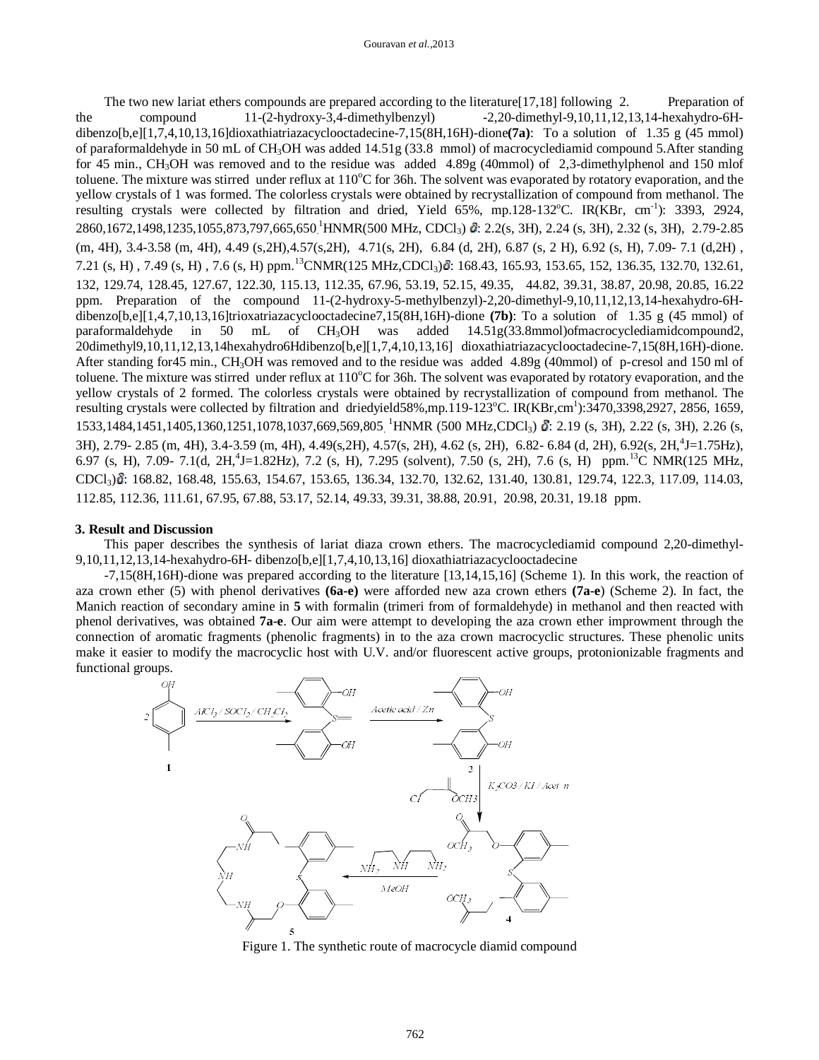The two new lariat ethers compounds are prepared according to the literature[17,18] following 2. Preparation of the compound 11-(2-hydroxy-3,4-dimethylbenzyl) -2,20-dimethyl-9,10,11,12,13,14-hexahydro-6H-dibenzo[b,e][1,7,4,10,13,16]dioxathiatriazacyclooctadecine-7,15(8H,16H)-dione**(7a)**: To a solution of 1.35 g (45 mmol) of paraformaldehyde in 50 mL of $CH_3OH$ was added 14.51g (33.8 mmol) of macrocyclediamid compound 5.After standing for 45 min., $CH_3OH$ was removed and to the residue was added 4.89g (40mmol) of 2,3-dimethylphenol and 150 mlof toluene. The mixture was stirred under reflux at 110°C for 36h. The solvent was evaporated by rotatory evaporation, and the yellow crystals of 1 was formed. The colorless crystals were obtained by recrystallization of compound from methanol. The resulting crystals were collected by filtration and dried, Yield 65%, mp.128-132°C. IR(KBr, $cm^{-1}$): 3393, 2924, 2860,1672,1498,1235,1055,873,797,665,650. $^1$HNMR(500 MHz, $CDCl_3$) δ: 2.2(s, 3H), 2.24 (s, 3H), 2.32 (s, 3H), 2.79-2.85 (m, 4H), 3.4-3.58 (m, 4H), 4.49 (s,2H),4.57(s,2H), 4.71(s, 2H), 6.84 (d, 2H), 6.87 (s, 2 H), 6.92 (s, H), 7.09- 7.1 (d,2H) , 7.21 (s, H) , 7.49 (s, H) , 7.6 (s, H) ppm. $^{13}$CNMR(125 MHz,$CDCl_3$)δ: 168.43, 165.93, 153.65, 152, 136.35, 132.70, 132.61, 132, 129.74, 128.45, 127.67, 122.30, 115.13, 112.35, 67.96, 53.19, 52.15, 49.35, 44.82, 39.31, 38.87, 20.98, 20.85, 16.22 ppm. Preparation of the compound 11-(2-hydroxy-5-methylbenzyl)-2,20-dimethyl-9,10,11,12,13,14-hexahydro-6H-dibenzo[b,e][1,4,7,10,13,16]trioxatriazacyclooctadecine7,15(8H,16H)-dione **(7b)**: To a solution of 1.35 g (45 mmol) of paraformaldehyde in 50 mL of $CH_3OH$ was added 14.51g(33.8mmol)ofmacrocyclediamidcompound2, 20dimethyl9,10,11,12,13,14hexahydro6Hdibenzo[b,e][1,7,4,10,13,16] dioxathiatriazacyclooctadecine-7,15(8H,16H)-dione. After standing for45 min., $CH_3OH$ was removed and to the residue was added 4.89g (40mmol) of p-cresol and 150 ml of toluene. The mixture was stirred under reflux at 110°C for 36h. The solvent was evaporated by rotatory evaporation, and the yellow crystals of 2 formed. The colorless crystals were obtained by recrystallization of compound from methanol. The resulting crystals were collected by filtration and driedyield58%,mp.119-123°C. IR(KBr,$cm^1$):3470,3398,2927, 2856, 1659, 1533,1484,1451,1405,1360,1251,1078,1037,669,569,805. $^1$HNMR (500 MHz,$CDCl_3$) δ: 2.19 (s, 3H), 2.22 (s, 3H), 2.26 (s, 3H), 2.79- 2.85 (m, 4H), 3.4-3.59 (m, 4H), 4.49(s,2H), 4.57(s, 2H), 4.62 (s, 2H), 6.82- 6.84 (d, 2H), 6.92(s, 2H,$^4J$=1.75Hz), 6.97 (s, H), 7.09- 7.1(d, 2H,$^4J$=1.82Hz), 7.2 (s, H), 7.295 (solvent), 7.50 (s, 2H), 7.6 (s, H) ppm. $^{13}$C NMR(125 MHz, $CDCl_3$)δ: 168.82, 168.48, 155.63, 154.67, 153.65, 136.34, 132.70, 132.62, 131.40, 130.81, 129.74, 122.3, 117.09, 114.03, 112.85, 112.36, 111.61, 67.95, 67.88, 53.17, 52.14, 49.33, 39.31, 38.88, 20.91, 20.98, 20.31, 19.18 ppm.

## 3. Result and Discussion

This paper describes the synthesis of lariat diaza crown ethers. The macrocyclediamid compound 2,20-dimethyl-9,10,11,12,13,14-hexahydro-6H- dibenzo[b,e][1,7,4,10,13,16] dioxathiatriazacyclooctadecine -7,15(8H,16H)-dione was prepared according to the literature [13,14,15,16] (Scheme 1). In this work, the reaction of aza crown ether (5) with phenol derivatives **(6a-e)** were afforded new aza crown ethers **(7a-e)** (Scheme 2). In fact, the Manich reaction of secondary amine in **5** with formalin (trimeri from of formaldehyde) in methanol and then reacted with phenol derivatives, was obtained **7a-e**. Our aim were attempt to developing the aza crown ether improvment through the connection of aromatic fragments (phenolic fragments) in to the aza crown macrocyclic structures. These phenolic units make it easier to modify the macrocyclic host with U.V. and/or fluorescent active groups, protonionizable fragments and functional groups.

Figure 1. The synthetic route of macrocycle diamid compound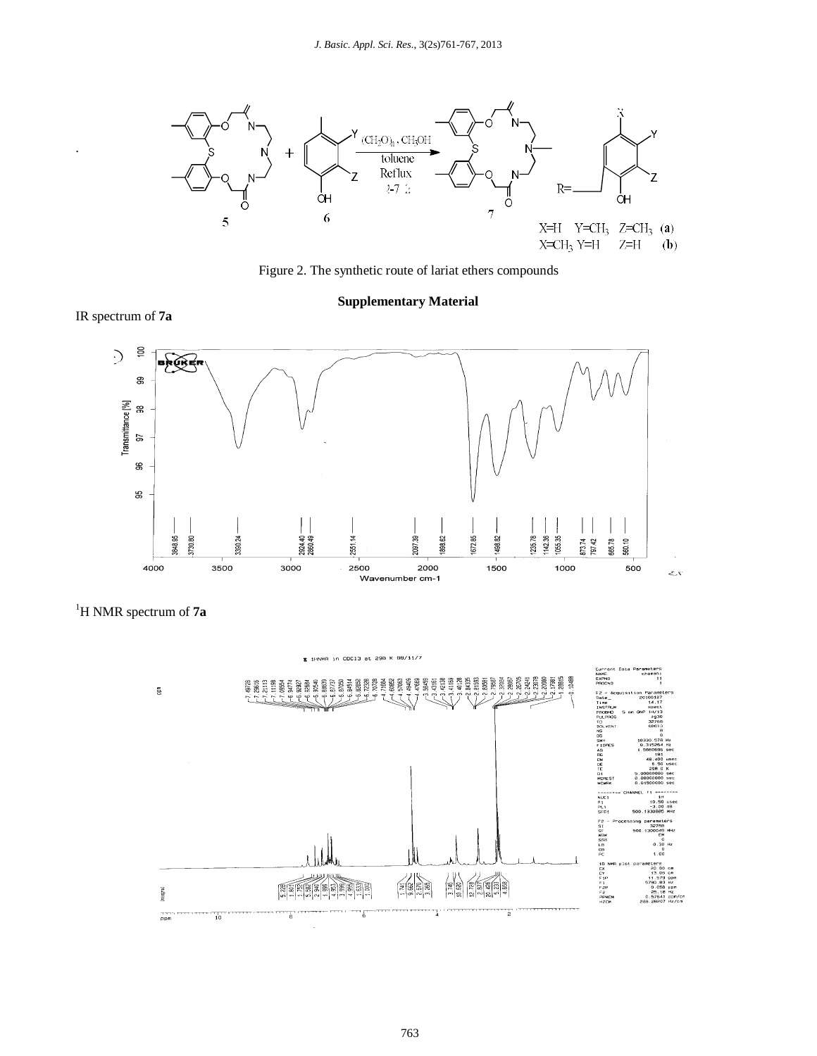Figure 2. The synthetic route of lariat ethers compounds

## Supplementary Material

IR spectrum of **7a**

$^{1}$H NMR spectrum of **7a**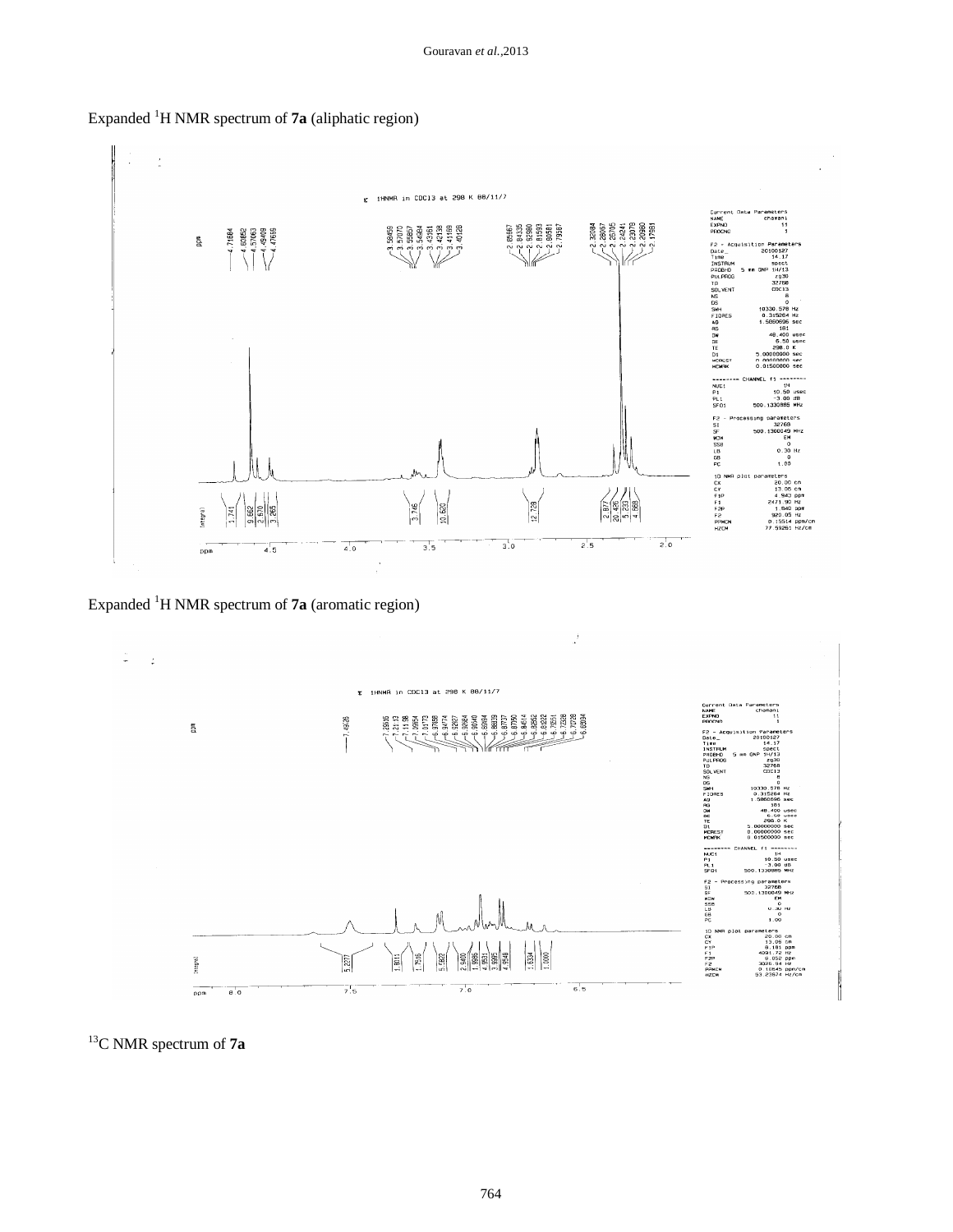Expanded $^{1}H$ NMR spectrum of **7a** (aliphatic region)

Expanded $^{1}H$ NMR spectrum of **7a** (aromatic region)

$^{13}C$ NMR spectrum of **7a**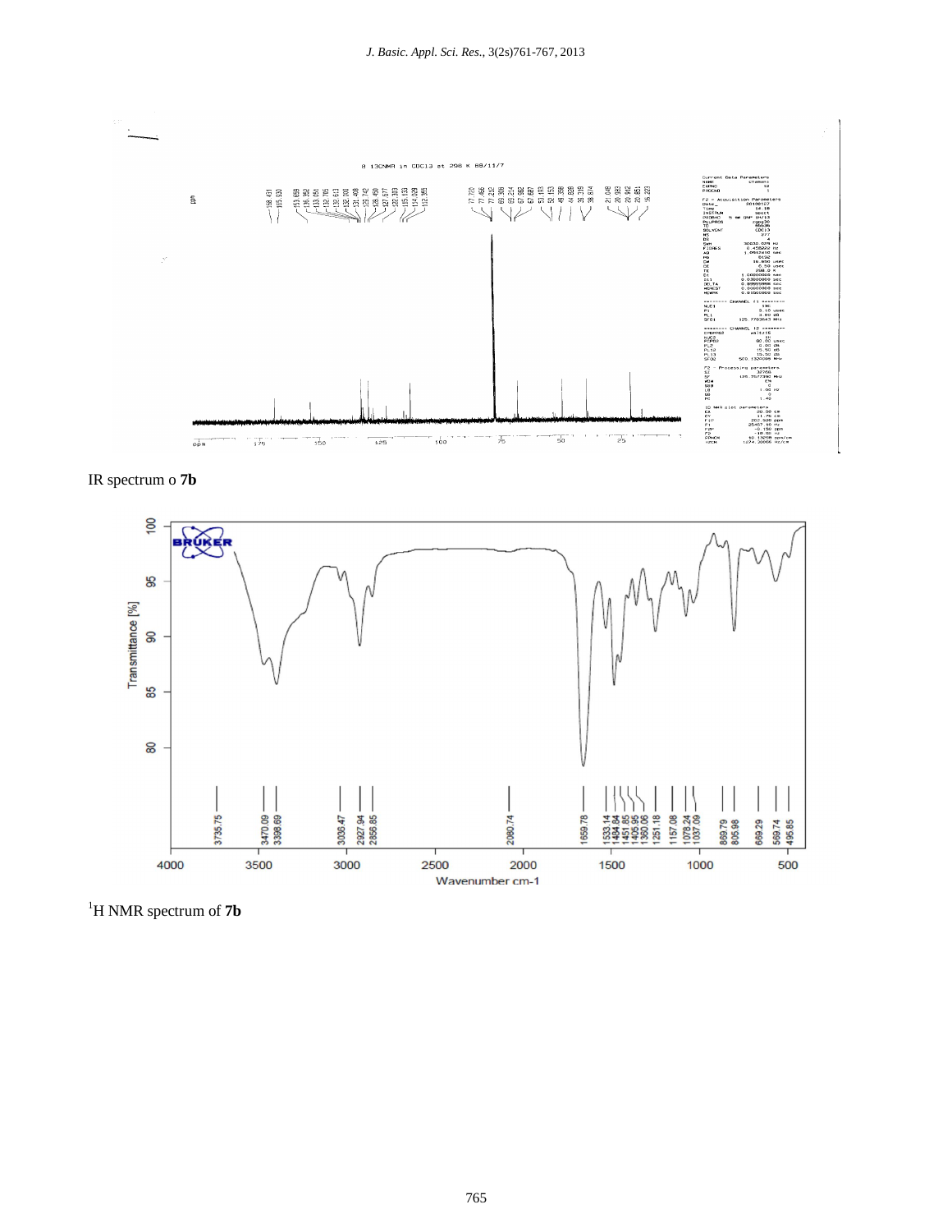IR spectrum o **7b**

$^{1}$H NMR spectrum of **7b**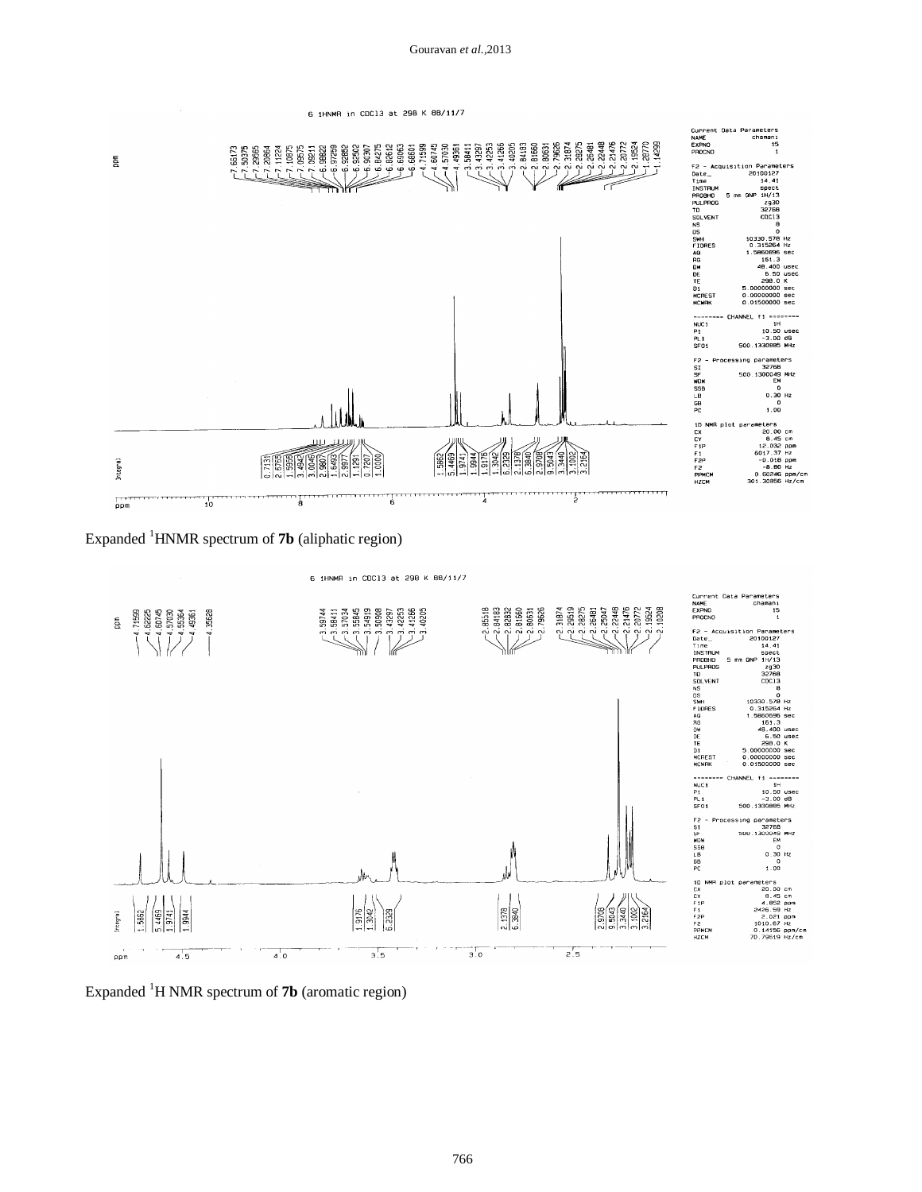Expanded $^{1}$HNMR spectrum of **7b** (aliphatic region)

Expanded $^{1}$H NMR spectrum of **7b** (aromatic region)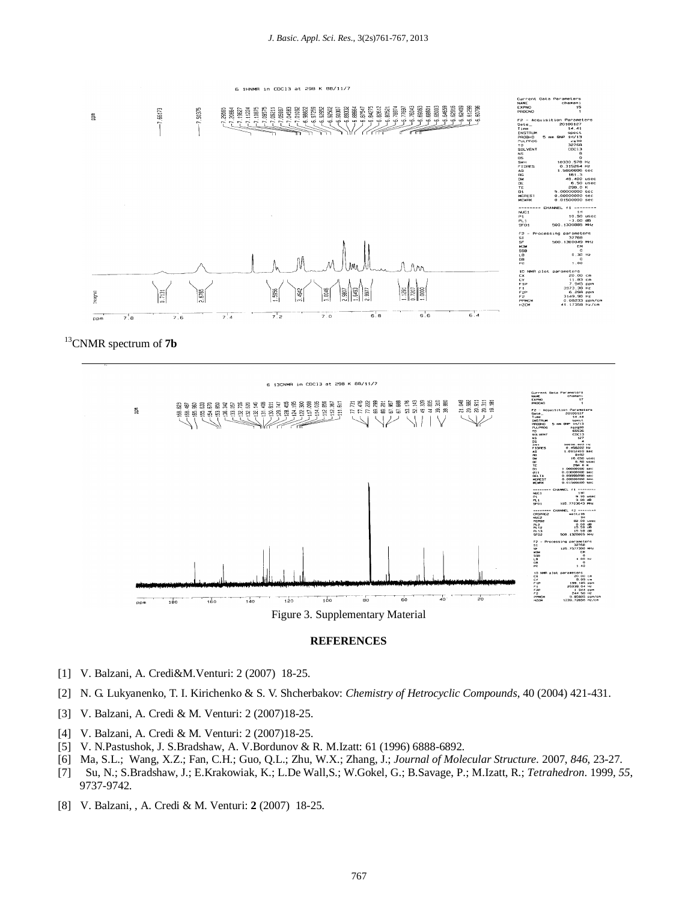6 1HNMR in CDCl3 at 298 K 88/11/7

[13]CNMR spectrum of **7b**

6 13CNMR in CDCl3 at 298 K 88/11/7

Figure 3. Supplementary Material

**REFERENCES**

[1] V. Balzani, A. Credi&M.Venturi: 2 (2007) 18-25.

[2] N. G. Lukyanenko, T. I. Kirichenko & S. V. Shcherbakov: *Chemistry of Hetrocyclic Compounds*, 40 (2004) 421-431.

[3] V. Balzani, A. Credi & M. Venturi: 2 (2007)18-25.

[4] V. Balzani, A. Credi & M. Venturi: 2 (2007)18-25.

[5] V. N.Pastushok, J. S.Bradshaw, A. V.Bordunov & R. M.Izatt: 61 (1996) 6888-6892.

[6] Ma, S.L.; Wang, X.Z.; Fan, C.H.; Guo, Q.L.; Zhu, W.X.; Zhang, J.; *Journal of Molecular Structure*. 2007, *846*, 23-27.

[7] Su, N.; S.Bradshaw, J.; E.Krakowiak, K.; L.De Wall,S.; W.Gokel, G.; B.Savage, P.; M.Izatt, R.; *Tetrahedron*. 1999, *55*, 9737-9742.

[8] V. Balzani, , A. Credi & M. Venturi: **2** (2007) 18-25.